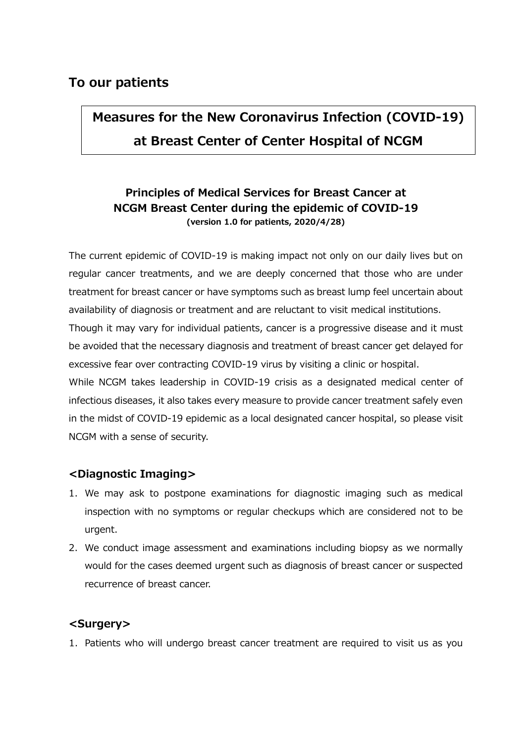## To our patients

# Measures for the New Coronavirus Infection (COVID-19) at Breast Center of Center Hospital of NCGM

### Principles of Medical Services for Breast Cancer at NCGM Breast Center during the epidemic of COVID-19

**(version 1.0 for patients, 2020/4/28)**

The current epidemic of COVID-19 is making impact not only on our daily lives but on regular cancer treatments, and we are deeply concerned that those who are under treatment for breast cancer or have symptoms such as breast lump feel uncertain about availability of diagnosis or treatment and are reluctant to visit medical institutions.

Though it may vary for individual patients, cancer is a progressive disease and it must be avoided that the necessary diagnosis and treatment of breast cancer get delayed for excessive fear over contracting COVID-19 virus by visiting a clinic or hospital.

While NCGM takes leadership in COVID-19 crisis as a designated medical center of infectious diseases, it also takes every measure to provide cancer treatment safely even in the midst of COVID-19 epidemic as a local designated cancer hospital, so please visit NCGM with a sense of security.

### <Diagnostic Imaging>

1. We may ask to postpone examinations for diagnostic imaging such as medical inspection with no symptoms or regular checkups which are considered not to be urgent.
2. We conduct image assessment and examinations including biopsy as we normally would for the cases deemed urgent such as diagnosis of breast cancer or suspected recurrence of breast cancer.

### <Surgery>

1. Patients who will undergo breast cancer treatment are required to visit us as you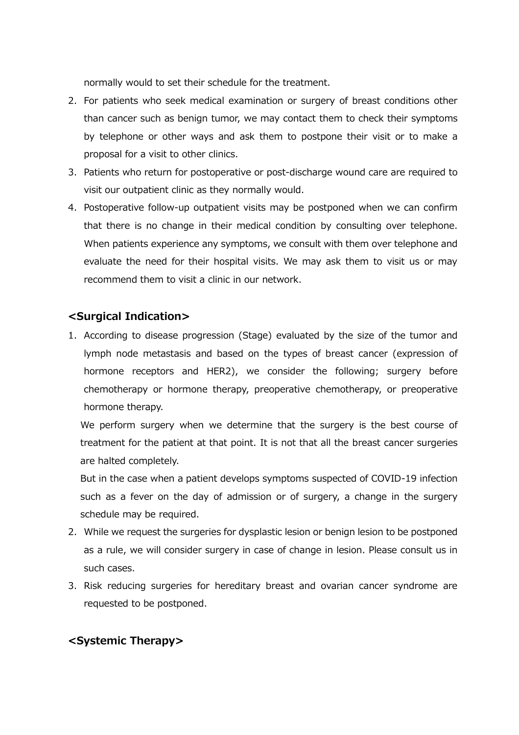normally would to set their schedule for the treatment.

2. For patients who seek medical examination or surgery of breast conditions other than cancer such as benign tumor, we may contact them to check their symptoms by telephone or other ways and ask them to postpone their visit or to make a proposal for a visit to other clinics.
3. Patients who return for postoperative or post-discharge wound care are required to visit our outpatient clinic as they normally would.
4. Postoperative follow-up outpatient visits may be postponed when we can confirm that there is no change in their medical condition by consulting over telephone. When patients experience any symptoms, we consult with them over telephone and evaluate the need for their hospital visits. We may ask them to visit us or may recommend them to visit a clinic in our network.

## <Surgical Indication>

1. According to disease progression (Stage) evaluated by the size of the tumor and lymph node metastasis and based on the types of breast cancer (expression of hormone receptors and HER2), we consider the following; surgery before chemotherapy or hormone therapy, preoperative chemotherapy, or preoperative hormone therapy.

   We perform surgery when we determine that the surgery is the best course of treatment for the patient at that point. It is not that all the breast cancer surgeries are halted completely.

   But in the case when a patient develops symptoms suspected of COVID-19 infection such as a fever on the day of admission or of surgery, a change in the surgery schedule may be required.
2. While we request the surgeries for dysplastic lesion or benign lesion to be postponed as a rule, we will consider surgery in case of change in lesion. Please consult us in such cases.
3. Risk reducing surgeries for hereditary breast and ovarian cancer syndrome are requested to be postponed.

## <Systemic Therapy>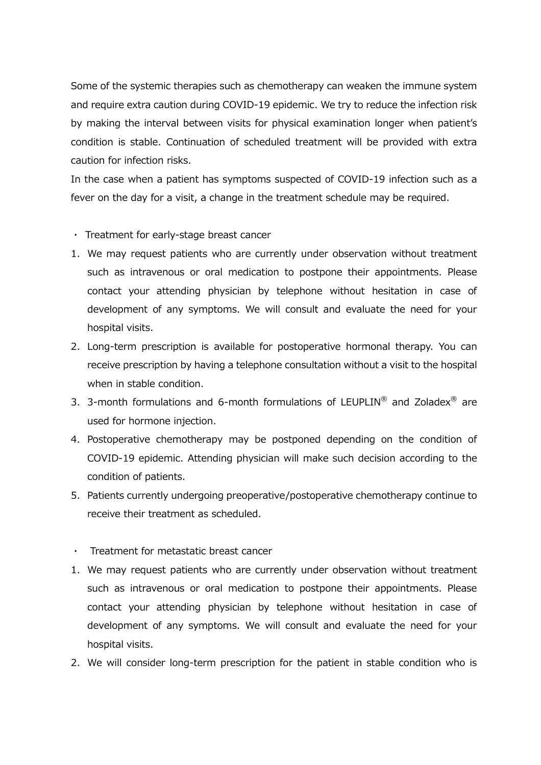Some of the systemic therapies such as chemotherapy can weaken the immune system and require extra caution during COVID-19 epidemic. We try to reduce the infection risk by making the interval between visits for physical examination longer when patient's condition is stable. Continuation of scheduled treatment will be provided with extra caution for infection risks.

In the case when a patient has symptoms suspected of COVID-19 infection such as a fever on the day for a visit, a change in the treatment schedule may be required.

・ Treatment for early-stage breast cancer

1. We may request patients who are currently under observation without treatment such as intravenous or oral medication to postpone their appointments. Please contact your attending physician by telephone without hesitation in case of development of any symptoms. We will consult and evaluate the need for your hospital visits.
2. Long-term prescription is available for postoperative hormonal therapy. You can receive prescription by having a telephone consultation without a visit to the hospital when in stable condition.
3. 3-month formulations and 6-month formulations of LEUPLIN® and Zoladex® are used for hormone injection.
4. Postoperative chemotherapy may be postponed depending on the condition of COVID-19 epidemic. Attending physician will make such decision according to the condition of patients.
5. Patients currently undergoing preoperative/postoperative chemotherapy continue to receive their treatment as scheduled.

・ Treatment for metastatic breast cancer

1. We may request patients who are currently under observation without treatment such as intravenous or oral medication to postpone their appointments. Please contact your attending physician by telephone without hesitation in case of development of any symptoms. We will consult and evaluate the need for your hospital visits.
2. We will consider long-term prescription for the patient in stable condition who is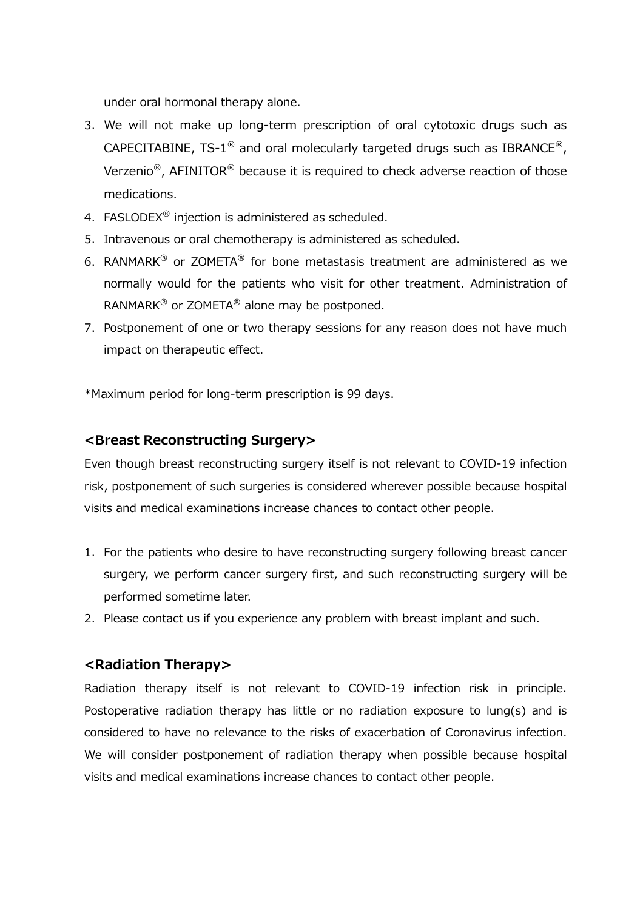under oral hormonal therapy alone.

3. We will not make up long-term prescription of oral cytotoxic drugs such as CAPECITABINE, TS-1® and oral molecularly targeted drugs such as IBRANCE®, Verzenio®, AFINITOR® because it is required to check adverse reaction of those medications.
4. FASLODEX® injection is administered as scheduled.
5. Intravenous or oral chemotherapy is administered as scheduled.
6. RANMARK® or ZOMETA® for bone metastasis treatment are administered as we normally would for the patients who visit for other treatment. Administration of RANMARK® or ZOMETA® alone may be postponed.
7. Postponement of one or two therapy sessions for any reason does not have much impact on therapeutic effect.

*Maximum period for long-term prescription is 99 days.

## <Breast Reconstructing Surgery>

Even though breast reconstructing surgery itself is not relevant to COVID-19 infection risk, postponement of such surgeries is considered wherever possible because hospital visits and medical examinations increase chances to contact other people.

1. For the patients who desire to have reconstructing surgery following breast cancer surgery, we perform cancer surgery first, and such reconstructing surgery will be performed sometime later.
2. Please contact us if you experience any problem with breast implant and such.

## <Radiation Therapy>

Radiation therapy itself is not relevant to COVID-19 infection risk in principle. Postoperative radiation therapy has little or no radiation exposure to lung(s) and is considered to have no relevance to the risks of exacerbation of Coronavirus infection. We will consider postponement of radiation therapy when possible because hospital visits and medical examinations increase chances to contact other people.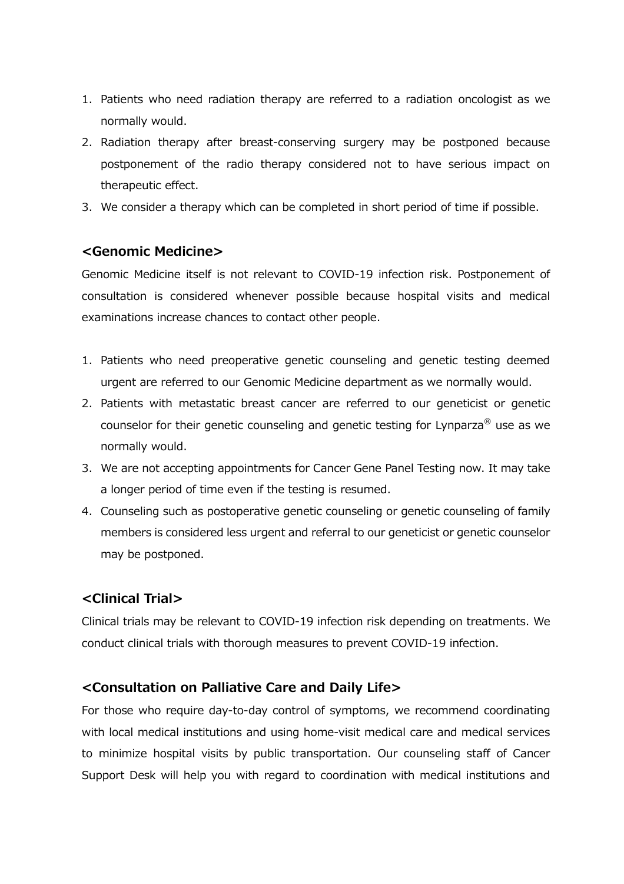1. Patients who need radiation therapy are referred to a radiation oncologist as we normally would.
2. Radiation therapy after breast-conserving surgery may be postponed because postponement of the radio therapy considered not to have serious impact on therapeutic effect.
3. We consider a therapy which can be completed in short period of time if possible.

## <Genomic Medicine>

Genomic Medicine itself is not relevant to COVID-19 infection risk. Postponement of consultation is considered whenever possible because hospital visits and medical examinations increase chances to contact other people.

1. Patients who need preoperative genetic counseling and genetic testing deemed urgent are referred to our Genomic Medicine department as we normally would.
2. Patients with metastatic breast cancer are referred to our geneticist or genetic counselor for their genetic counseling and genetic testing for Lynparza® use as we normally would.
3. We are not accepting appointments for Cancer Gene Panel Testing now. It may take a longer period of time even if the testing is resumed.
4. Counseling such as postoperative genetic counseling or genetic counseling of family members is considered less urgent and referral to our geneticist or genetic counselor may be postponed.

## <Clinical Trial>

Clinical trials may be relevant to COVID-19 infection risk depending on treatments. We conduct clinical trials with thorough measures to prevent COVID-19 infection.

## <Consultation on Palliative Care and Daily Life>

For those who require day-to-day control of symptoms, we recommend coordinating with local medical institutions and using home-visit medical care and medical services to minimize hospital visits by public transportation. Our counseling staff of Cancer Support Desk will help you with regard to coordination with medical institutions and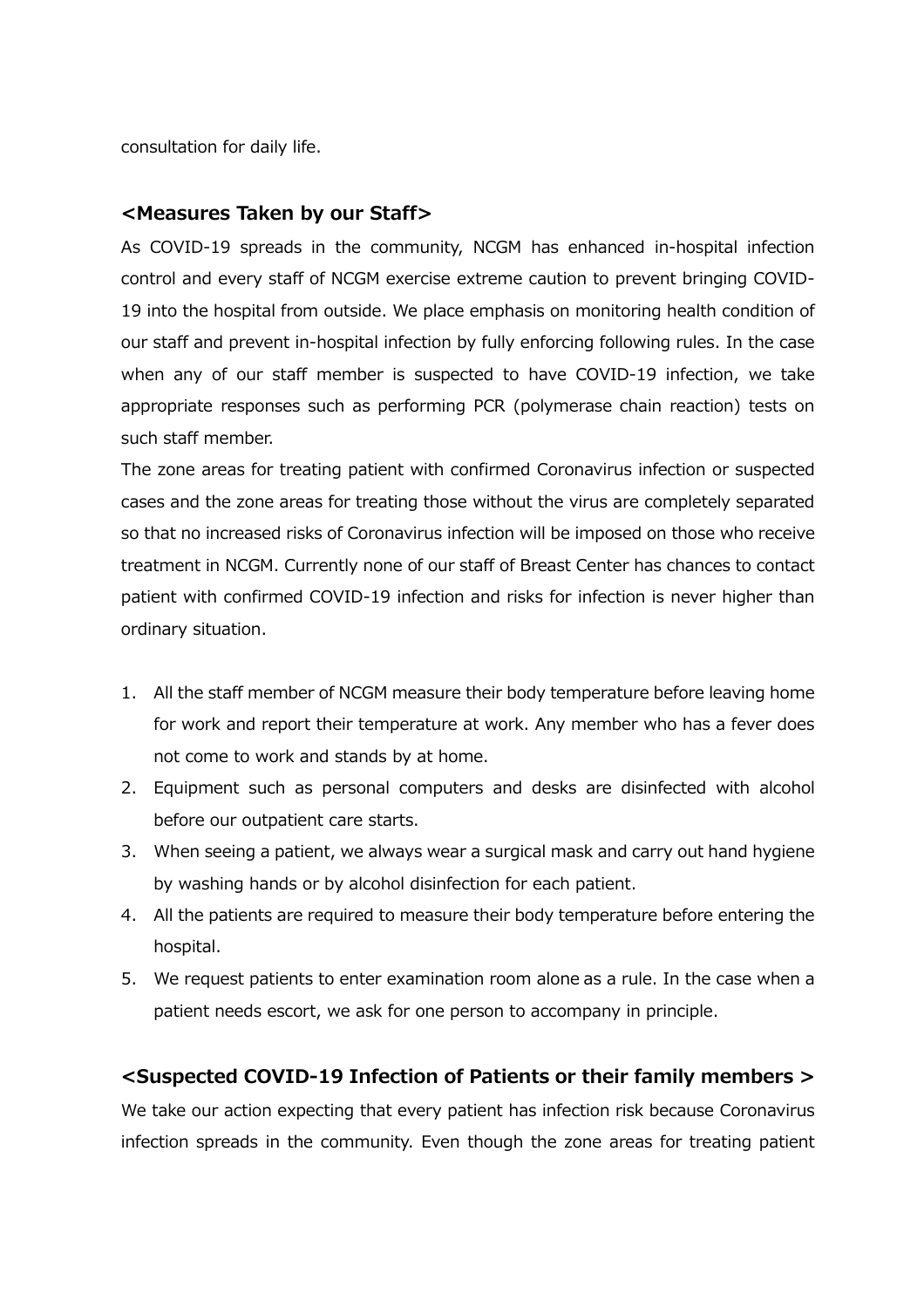consultation for daily life.

## <Measures Taken by our Staff>

As COVID-19 spreads in the community, NCGM has enhanced in-hospital infection control and every staff of NCGM exercise extreme caution to prevent bringing COVID-19 into the hospital from outside. We place emphasis on monitoring health condition of our staff and prevent in-hospital infection by fully enforcing following rules. In the case when any of our staff member is suspected to have COVID-19 infection, we take appropriate responses such as performing PCR (polymerase chain reaction) tests on such staff member.

The zone areas for treating patient with confirmed Coronavirus infection or suspected cases and the zone areas for treating those without the virus are completely separated so that no increased risks of Coronavirus infection will be imposed on those who receive treatment in NCGM. Currently none of our staff of Breast Center has chances to contact patient with confirmed COVID-19 infection and risks for infection is never higher than ordinary situation.

1. All the staff member of NCGM measure their body temperature before leaving home for work and report their temperature at work. Any member who has a fever does not come to work and stands by at home.
2. Equipment such as personal computers and desks are disinfected with alcohol before our outpatient care starts.
3. When seeing a patient, we always wear a surgical mask and carry out hand hygiene by washing hands or by alcohol disinfection for each patient.
4. All the patients are required to measure their body temperature before entering the hospital.
5. We request patients to enter examination room alone as a rule. In the case when a patient needs escort, we ask for one person to accompany in principle.

## <Suspected COVID-19 Infection of Patients or their family members >

We take our action expecting that every patient has infection risk because Coronavirus infection spreads in the community. Even though the zone areas for treating patient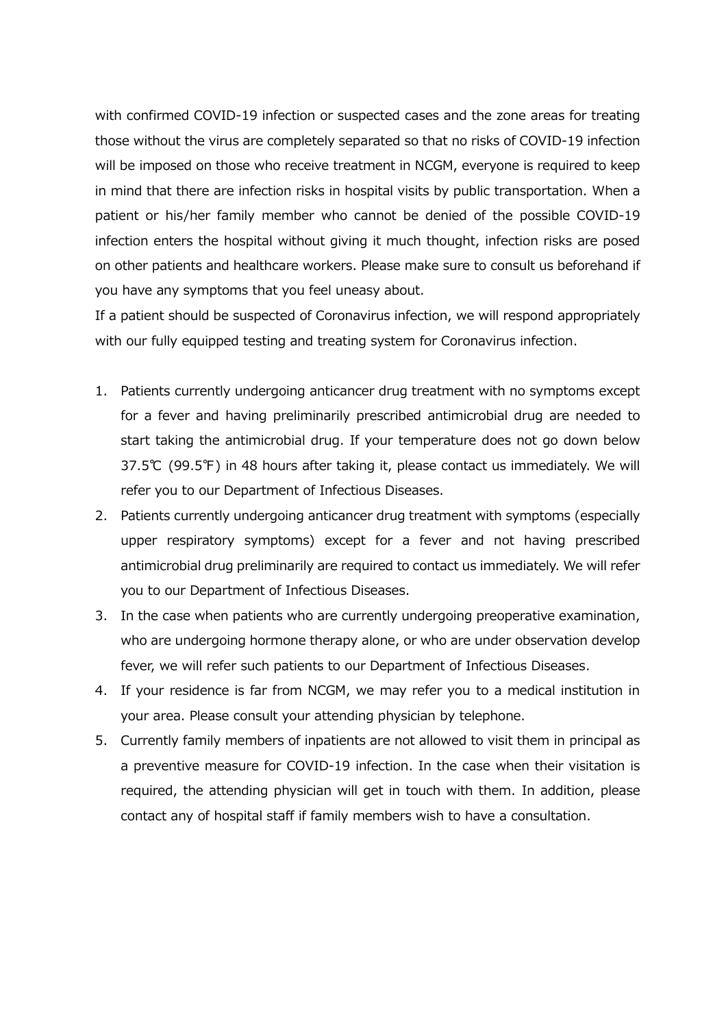with confirmed COVID-19 infection or suspected cases and the zone areas for treating those without the virus are completely separated so that no risks of COVID-19 infection will be imposed on those who receive treatment in NCGM, everyone is required to keep in mind that there are infection risks in hospital visits by public transportation. When a patient or his/her family member who cannot be denied of the possible COVID-19 infection enters the hospital without giving it much thought, infection risks are posed on other patients and healthcare workers. Please make sure to consult us beforehand if you have any symptoms that you feel uneasy about.

If a patient should be suspected of Coronavirus infection, we will respond appropriately with our fully equipped testing and treating system for Coronavirus infection.

1. Patients currently undergoing anticancer drug treatment with no symptoms except for a fever and having preliminarily prescribed antimicrobial drug are needed to start taking the antimicrobial drug. If your temperature does not go down below 37.5℃ (99.5℉) in 48 hours after taking it, please contact us immediately. We will refer you to our Department of Infectious Diseases.
2. Patients currently undergoing anticancer drug treatment with symptoms (especially upper respiratory symptoms) except for a fever and not having prescribed antimicrobial drug preliminarily are required to contact us immediately. We will refer you to our Department of Infectious Diseases.
3. In the case when patients who are currently undergoing preoperative examination, who are undergoing hormone therapy alone, or who are under observation develop fever, we will refer such patients to our Department of Infectious Diseases.
4. If your residence is far from NCGM, we may refer you to a medical institution in your area. Please consult your attending physician by telephone.
5. Currently family members of inpatients are not allowed to visit them in principal as a preventive measure for COVID-19 infection. In the case when their visitation is required, the attending physician will get in touch with them. In addition, please contact any of hospital staff if family members wish to have a consultation.